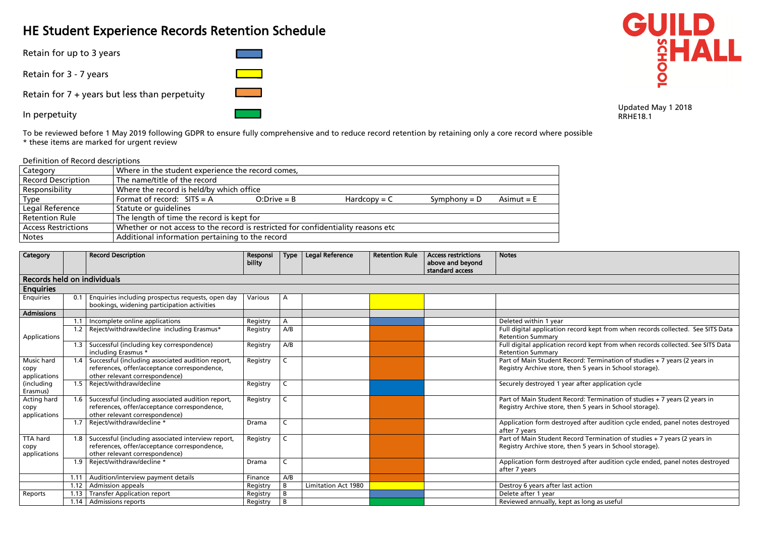# HE Student Experience Records Retention Schedule

GUILDHALL SCHOOL

Updated May 1 2018
RRHE18.1

| Legend | Colour |
|---|---|
| Retain for up to 3 years | Blue |
| Retain for 3 - 7 years | Yellow |
| Retain for 7 + years but less than perpetuity | Orange |
| In perpetuity | Green |

To be reviewed before 1 May 2019 following GDPR to ensure fully comprehensive and to reduce record retention by retaining only a core record where possible
* these items are marked for urgent review

Definition of Record descriptions

| | |
|---|---|
| Category | Where in the student experience the record comes, |
| Record Description | The name/title of the record |
| Responsibility | Where the record is held/by which office |
| Type | Format of record: SITS = A; O:Drive = B; Hardcopy = C; Symphony = D; Asimut = E |
| Legal Reference | Statute or guidelines |
| Retention Rule | The length of time the record is kept for |
| Access Restrictions | Whether or not access to the record is restricted for confidentiality reasons etc |
| Notes | Additional information pertaining to the record |

| Category | | Record Description | Responsibility | Type | Legal Reference | Retention Rule | Access restrictions above and beyond standard access | Notes |
|---|---|---|---|---|---|---|---|---|
| **Records held on individuals** | | | | | | | | |
| **Enquiries** | | | | | | | | |
| Enquiries | 0.1 | Enquiries including prospectus requests, open day bookings, widening participation activities | Various | A | | Yellow (3 - 7 years) | | |
| **Admissions** | | | | | | | | |
| Applications | 1.1 | Incomplete online applications | Registry | A | | Blue (up to 3 years) | | Deleted within 1 year |
| | 1.2 | Reject/withdraw/decline including Erasmus* | Registry | A/B | | Orange (7 + years) | | Full digital application record kept from when records collected. See SITS Data Retention Summary |
| | 1.3 | Successful (including key correspondence) including Erasmus * | Registry | A/B | | Orange (7 + years) | | Full digital application record kept from when records collected. See SITS Data Retention Summary |
| Music hard copy applications (including Erasmus) | 1.4 | Successful (including associated audition report, references, offer/acceptance correspondence, other relevant correspondence) | Registry | C | | Orange (7 + years) | | Part of Main Student Record: Termination of studies + 7 years (2 years in Registry Archive store, then 5 years in School storage). |
| | 1.5 | Reject/withdraw/decline | Registry | C | | Blue (up to 3 years) | | Securely destroyed 1 year after application cycle |
| Acting hard copy applications | 1.6 | Successful (including associated audition report, references, offer/acceptance correspondence, other relevant correspondence) | Registry | C | | Orange (7 + years) | | Part of Main Student Record: Termination of studies + 7 years (2 years in Registry Archive store, then 5 years in School storage). |
| | 1.7 | Reject/withdraw/decline * | Drama | C | | Orange (7 + years) | | Application form destroyed after audition cycle ended, panel notes destroyed after 7 years |
| TTA hard copy applications | 1.8 | Successful (including associated interview report, references, offer/acceptance correspondence, other relevant correspondence) | Registry | C | | Orange (7 + years) | | Part of Main Student Record Termination of studies + 7 years (2 years in Registry Archive store, then 5 years in School storage). |
| | 1.9 | Reject/withdraw/decline * | Drama | C | | Orange (7 + years) | | Application form destroyed after audition cycle ended, panel notes destroyed after 7 years |
| | 1.11 | Audition/interview payment details | Finance | A/B | | Orange (7 + years) | | |
| | 1.12 | Admission appeals | Registry | B | Limitation Act 1980 | Yellow (3 - 7 years) | | Destroy 6 years after last action |
| Reports | 1.13 | Transfer Application report | Registry | B | | Blue (up to 3 years) | | Delete after 1 year |
| | 1.14 | Admissions reports | Registry | B | | Green (in perpetuity) | | Reviewed annually, kept as long as useful |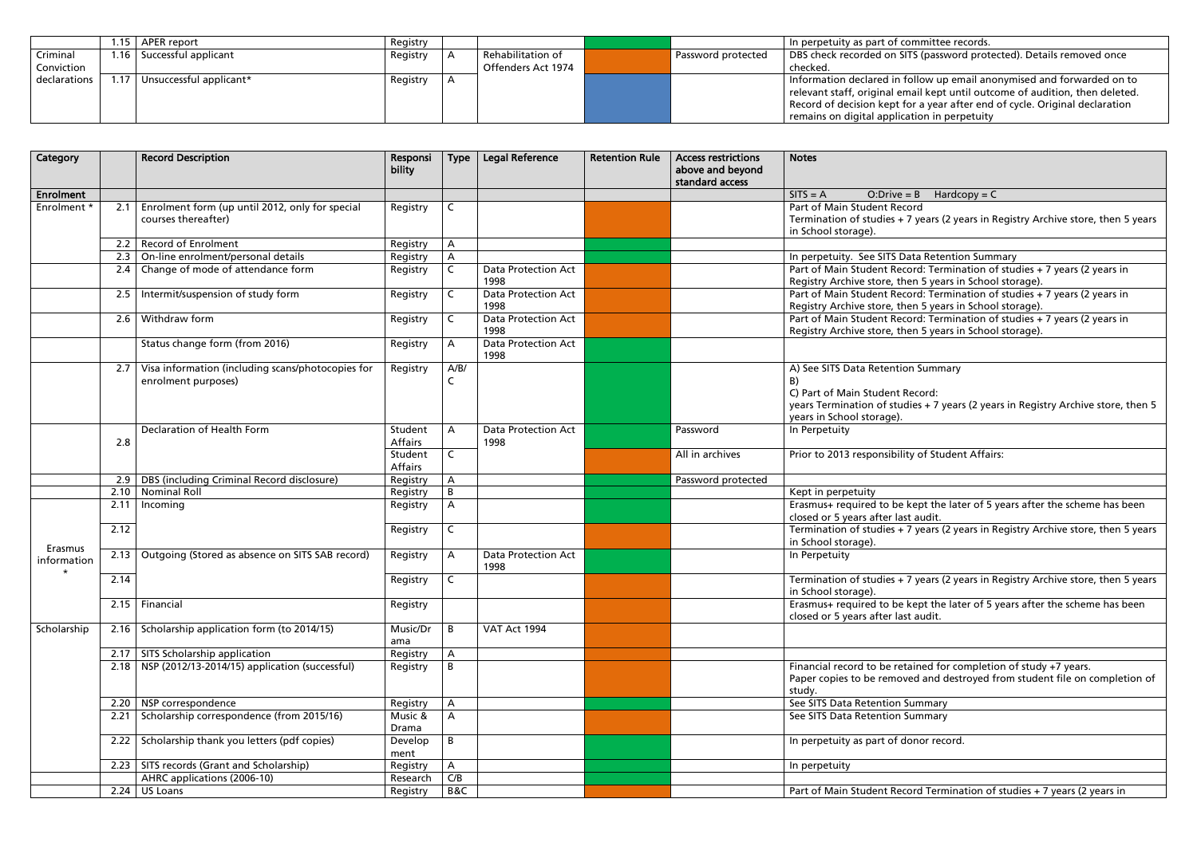| | | | | | | | | |
|---|---|---|---|---|---|---|---|---|
| | 1.15 | APER report | Registry | | | | | In perpetuity as part of committee records. |
| Criminal Conviction declarations | 1.16 | Successful applicant | Registry | A | Rehabilitation of Offenders Act 1974 | | Password protected | DBS check recorded on SITS (password protected). Details removed once checked. |
| | 1.17 | Unsuccessful applicant* | Registry | A | | | | Information declared in follow up email anonymised and forwarded on to relevant staff, original email kept until outcome of audition, then deleted. Record of decision kept for a year after end of cycle. Original declaration remains on digital application in perpetuity |

| Category | | Record Description | Responsibility | Type | Legal Reference | Retention Rule | Access restrictions above and beyond standard access | Notes |
|---|---|---|---|---|---|---|---|---|
| **Enrolment** | | | | | | | | SITS = A O:Drive = B Hardcopy = C |
| Enrolment * | 2.1 | Enrolment form (up until 2012, only for special courses thereafter) | Registry | C | | | | Part of Main Student Record<br>Termination of studies + 7 years (2 years in Registry Archive store, then 5 years in School storage). |
| | 2.2 | Record of Enrolment | Registry | A | | | | |
| | 2.3 | On-line enrolment/personal details | Registry | A | | | | In perpetuity. See SITS Data Retention Summary |
| | 2.4 | Change of mode of attendance form | Registry | C | Data Protection Act 1998 | | | Part of Main Student Record: Termination of studies + 7 years (2 years in Registry Archive store, then 5 years in School storage). |
| | 2.5 | Intermit/suspension of study form | Registry | C | Data Protection Act 1998 | | | Part of Main Student Record: Termination of studies + 7 years (2 years in Registry Archive store, then 5 years in School storage). |
| | 2.6 | Withdraw form | Registry | C | Data Protection Act 1998 | | | Part of Main Student Record: Termination of studies + 7 years (2 years in Registry Archive store, then 5 years in School storage). |
| | | Status change form (from 2016) | Registry | A | Data Protection Act 1998 | | | |
| | 2.7 | Visa information (including scans/photocopies for enrolment purposes) | Registry | A/B/C | | | | A) See SITS Data Retention Summary<br>B)<br>C) Part of Main Student Record:<br>years Termination of studies + 7 years (2 years in Registry Archive store, then 5 years in School storage). |
| | 2.8 | Declaration of Health Form | Student Affairs | A | Data Protection Act 1998 | | Password | In Perpetuity |
| | | | Student Affairs | C | | | All in archives | Prior to 2013 responsibility of Student Affairs: |
| | 2.9 | DBS (including Criminal Record disclosure) | Registry | A | | | Password protected | |
| | 2.10 | Nominal Roll | Registry | B | | | | Kept in perpetuity |
| Erasmus information * | 2.11 | Incoming | Registry | A | | | | Erasmus+ required to be kept the later of 5 years after the scheme has been closed or 5 years after last audit. |
| | 2.12 | | Registry | C | | | | Termination of studies + 7 years (2 years in Registry Archive store, then 5 years in School storage). |
| | 2.13 | Outgoing (Stored as absence on SITS SAB record) | Registry | A | Data Protection Act 1998 | | | In Perpetuity |
| | 2.14 | | Registry | C | | | | Termination of studies + 7 years (2 years in Registry Archive store, then 5 years in School storage). |
| | 2.15 | Financial | Registry | | | | | Erasmus+ required to be kept the later of 5 years after the scheme has been closed or 5 years after last audit. |
| Scholarship | 2.16 | Scholarship application form (to 2014/15) | Music/Drama | B | VAT Act 1994 | | | |
| | 2.17 | SITS Scholarship application | Registry | A | | | | |
| | 2.18 | NSP (2012/13-2014/15) application (successful) | Registry | B | | | | Financial record to be retained for completion of study +7 years.<br>Paper copies to be removed and destroyed from student file on completion of study. |
| | 2.20 | NSP correspondence | Registry | A | | | | See SITS Data Retention Summary |
| | 2.21 | Scholarship correspondence (from 2015/16) | Music & Drama | A | | | | See SITS Data Retention Summary |
| | 2.22 | Scholarship thank you letters (pdf copies) | Development | B | | | | In perpetuity as part of donor record. |
| | 2.23 | SITS records (Grant and Scholarship) | Registry | A | | | | In perpetuity |
| | | AHRC applications (2006-10) | Research | C/B | | | | |
| | 2.24 | US Loans | Registry | B&C | | | | Part of Main Student Record Termination of studies + 7 years (2 years in |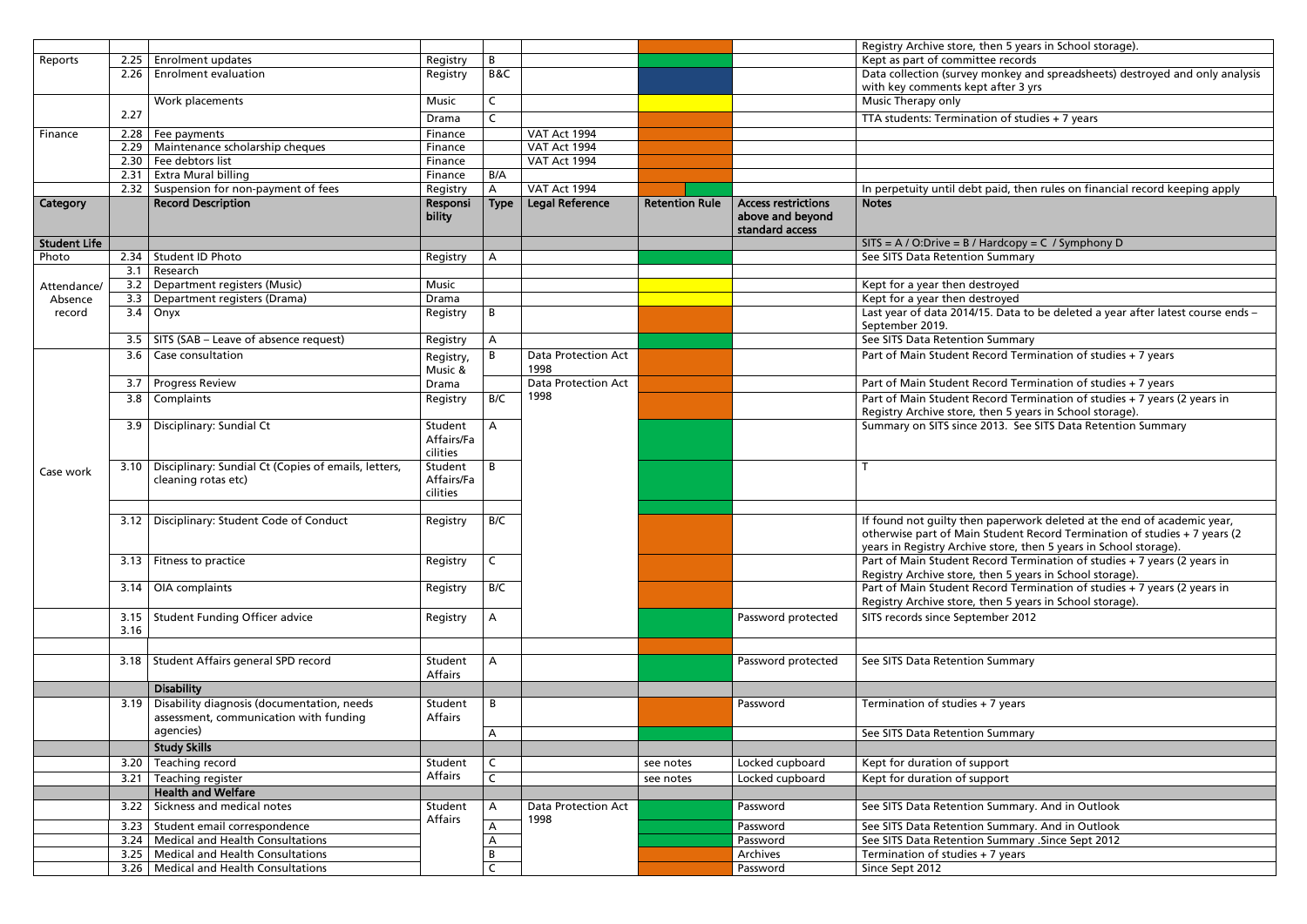| Category | | Record Description | Responsibility | Type | Legal Reference | Retention Rule | Access restrictions above and beyond standard access | Notes |
|---|---|---|---|---|---|---|---|---|
| | | | | | | | | Registry Archive store, then 5 years in School storage). |
| Reports | 2.25 | Enrolment updates | Registry | B | | | | Kept as part of committee records |
| | 2.26 | Enrolment evaluation | Registry | B&C | | | | Data collection (survey monkey and spreadsheets) destroyed and only analysis with key comments kept after 3 yrs |
| | 2.27 | Work placements | Music | C | | | | Music Therapy only |
| | | | Drama | C | | | | TTA students: Termination of studies + 7 years |
| Finance | 2.28 | Fee payments | Finance | | VAT Act 1994 | | | |
| | 2.29 | Maintenance scholarship cheques | Finance | | VAT Act 1994 | | | |
| | 2.30 | Fee debtors list | Finance | | VAT Act 1994 | | | |
| | 2.31 | Extra Mural billing | Finance | B/A | | | | |
| | 2.32 | Suspension for non-payment of fees | Registry | A | VAT Act 1994 | | | In perpetuity until debt paid, then rules on financial record keeping apply |
| **Category** | | **Record Description** | **Responsibility** | **Type** | **Legal Reference** | **Retention Rule** | **Access restrictions above and beyond standard access** | **Notes** |
| **Student Life** | | | | | | | | SITS = A / O:Drive = B / Hardcopy = C / Symphony D |
| Photo | 2.34 | Student ID Photo | Registry | A | | | | See SITS Data Retention Summary |
| Attendance/ Absence record | 3.1 | Research | | | | | | |
| | 3.2 | Department registers (Music) | Music | | | | | Kept for a year then destroyed |
| | 3.3 | Department registers (Drama) | Drama | | | | | Kept for a year then destroyed |
| | 3.4 | Onyx | Registry | B | | | | Last year of data 2014/15. Data to be deleted a year after latest course ends – September 2019. |
| | 3.5 | SITS (SAB – Leave of absence request) | Registry | A | | | | See SITS Data Retention Summary |
| Case work | 3.6 | Case consultation | Registry, Music & | B | Data Protection Act 1998 | | | Part of Main Student Record Termination of studies + 7 years |
| | 3.7 | Progress Review | Drama | | Data Protection Act 1998 | | | Part of Main Student Record Termination of studies + 7 years |
| | 3.8 | Complaints | Registry | B/C | | | | Part of Main Student Record Termination of studies + 7 years (2 years in Registry Archive store, then 5 years in School storage). |
| | 3.9 | Disciplinary: Sundial Ct | Student Affairs/Facilities | A | | | | Summary on SITS since 2013. See SITS Data Retention Summary |
| | 3.10 | Disciplinary: Sundial Ct (Copies of emails, letters, cleaning rotas etc) | Student Affairs/Facilities | B | | | | T |
| | | | | | | | | |
| | 3.12 | Disciplinary: Student Code of Conduct | Registry | B/C | | | | If found not guilty then paperwork deleted at the end of academic year, otherwise part of Main Student Record Termination of studies + 7 years (2 years in Registry Archive store, then 5 years in School storage). |
| | 3.13 | Fitness to practice | Registry | C | | | | Part of Main Student Record Termination of studies + 7 years (2 years in Registry Archive store, then 5 years in School storage). |
| | 3.14 | OIA complaints | Registry | B/C | | | | Part of Main Student Record Termination of studies + 7 years (2 years in Registry Archive store, then 5 years in School storage). |
| | 3.15 3.16 | Student Funding Officer advice | Registry | A | | | Password protected | SITS records since September 2012 |
| | | | | | | | | |
| | 3.18 | Student Affairs general SPD record | Student Affairs | A | | | Password protected | See SITS Data Retention Summary |
| | | **Disability** | | | | | | |
| | 3.19 | Disability diagnosis (documentation, needs assessment, communication with funding agencies) | Student Affairs | B | | | Password | Termination of studies + 7 years |
| | | | | A | | | | See SITS Data Retention Summary |
| | | **Study Skills** | | | | | | |
| | 3.20 | Teaching record | Student Affairs | C | | see notes | Locked cupboard | Kept for duration of support |
| | 3.21 | Teaching register | | C | | see notes | Locked cupboard | Kept for duration of support |
| | | **Health and Welfare** | | | | | | |
| | 3.22 | Sickness and medical notes | Student Affairs | A | Data Protection Act 1998 | | Password | See SITS Data Retention Summary. And in Outlook |
| | 3.23 | Student email correspondence | | A | | | Password | See SITS Data Retention Summary. And in Outlook |
| | 3.24 | Medical and Health Consultations | | A | | | Password | See SITS Data Retention Summary .Since Sept 2012 |
| | 3.25 | Medical and Health Consultations | | B | | | Archives | Termination of studies + 7 years |
| | 3.26 | Medical and Health Consultations | | C | | | Password | Since Sept 2012 |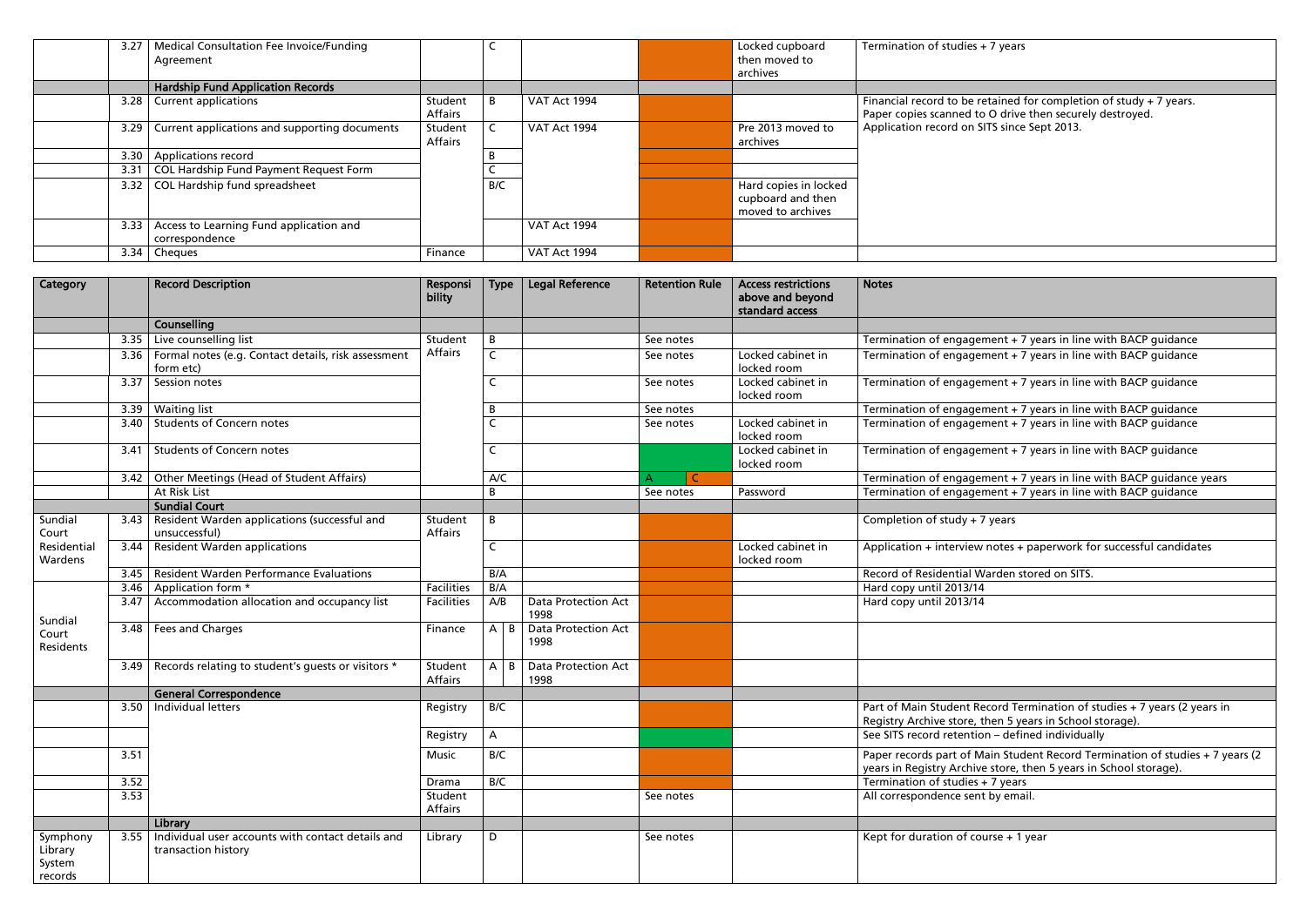| Category | | Record Description | Responsibility | Type | Legal Reference | Retention Rule | Access restrictions above and beyond standard access | Notes |
|---|---|---|---|---|---|---|---|---|
| | 3.27 | Medical Consultation Fee Invoice/Funding Agreement | | C | | | Locked cupboard then moved to archives | Termination of studies + 7 years |
| | | **Hardship Fund Application Records** | | | | | | |
| | 3.28 | Current applications | Student Affairs | B | VAT Act 1994 | | | Financial record to be retained for completion of study + 7 years. Paper copies scanned to O drive then securely destroyed. Application record on SITS since Sept 2013. |
| | 3.29 | Current applications and supporting documents | Student Affairs | C | VAT Act 1994 | | Pre 2013 moved to archives | |
| | 3.30 | Applications record | | B | | | | |
| | 3.31 | COL Hardship Fund Payment Request Form | | C | | | | |
| | 3.32 | COL Hardship fund spreadsheet | | B/C | | | Hard copies in locked cupboard and then moved to archives | |
| | 3.33 | Access to Learning Fund application and correspondence | | | VAT Act 1994 | | | |
| | 3.34 | Cheques | Finance | | VAT Act 1994 | | | |

| Category | | Record Description | Responsibility | Type | Legal Reference | Retention Rule | Access restrictions above and beyond standard access | Notes |
|---|---|---|---|---|---|---|---|---|
| | | **Counselling** | | | | | | |
| | 3.35 | Live counselling list | Student Affairs | B | | See notes | | Termination of engagement + 7 years in line with BACP guidance |
| | 3.36 | Formal notes (e.g. Contact details, risk assessment form etc) | | C | | See notes | Locked cabinet in locked room | Termination of engagement + 7 years in line with BACP guidance |
| | 3.37 | Session notes | | C | | See notes | Locked cabinet in locked room | Termination of engagement + 7 years in line with BACP guidance |
| | 3.39 | Waiting list | | B | | See notes | | Termination of engagement + 7 years in line with BACP guidance |
| | 3.40 | Students of Concern notes | | C | | See notes | Locked cabinet in locked room | Termination of engagement + 7 years in line with BACP guidance |
| | 3.41 | Students of Concern notes | | C | | | Locked cabinet in locked room | Termination of engagement + 7 years in line with BACP guidance |
| | 3.42 | Other Meetings (Head of Student Affairs) | | A/C | | A C | | Termination of engagement + 7 years in line with BACP guidance years |
| | | At Risk List | | B | | See notes | Password | Termination of engagement + 7 years in line with BACP guidance |
| | | **Sundial Court** | | | | | | |
| Sundial Court Residential Wardens | 3.43 | Resident Warden applications (successful and unsuccessful) | Student Affairs | B | | | | Completion of study + 7 years |
| | 3.44 | Resident Warden applications | | C | | | Locked cabinet in locked room | Application + interview notes + paperwork for successful candidates |
| | 3.45 | Resident Warden Performance Evaluations | | B/A | | | | Record of Residential Warden stored on SITS. |
| Sundial Court Residents | 3.46 | Application form * | Facilities | B/A | | | | Hard copy until 2013/14 |
| | 3.47 | Accommodation allocation and occupancy list | Facilities | A/B | Data Protection Act 1998 | | | Hard copy until 2013/14 |
| | 3.48 | Fees and Charges | Finance | A B | Data Protection Act 1998 | | | |
| | 3.49 | Records relating to student's guests or visitors * | Student Affairs | A B | Data Protection Act 1998 | | | |
| | | **General Correspondence** | | | | | | |
| | 3.50 | Individual letters | Registry | B/C | | | | Part of Main Student Record Termination of studies + 7 years (2 years in Registry Archive store, then 5 years in School storage). |
| | | | Registry | A | | | | See SITS record retention – defined individually |
| | 3.51 | | Music | B/C | | | | Paper records part of Main Student Record Termination of studies + 7 years (2 years in Registry Archive store, then 5 years in School storage). |
| | 3.52 | | Drama | B/C | | | | Termination of studies + 7 years |
| | 3.53 | | Student Affairs | | | See notes | | All correspondence sent by email. |
| | | **Library** | | | | | | |
| Symphony Library System records | 3.55 | Individual user accounts with contact details and transaction history | Library | D | | See notes | | Kept for duration of course + 1 year |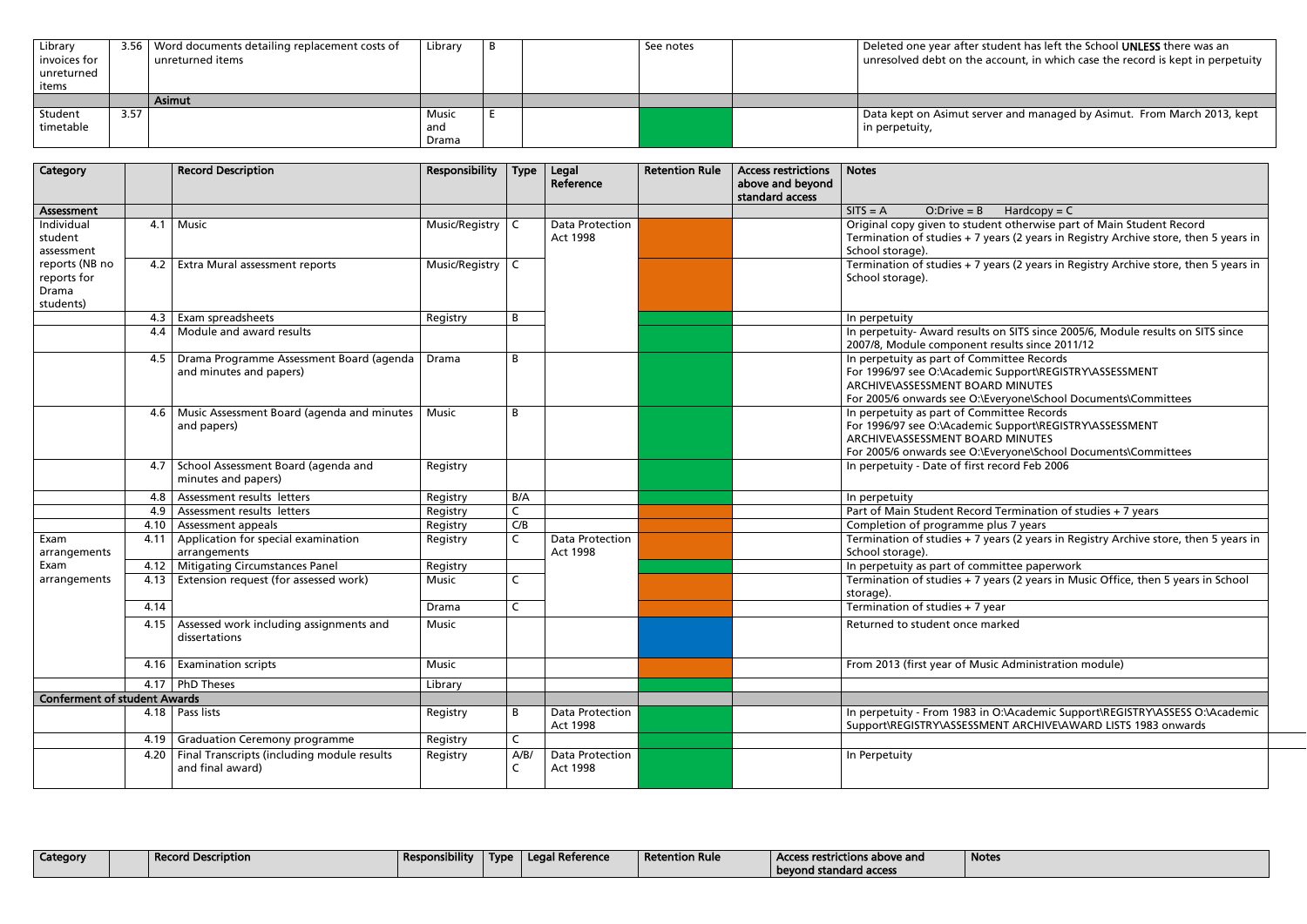| Library invoices for unreturned items | 3.56 | Word documents detailing replacement costs of unreturned items | Library | B | | See notes | | Deleted one year after student has left the School **UNLESS** there was an unresolved debt on the account, in which case the record is kept in perpetuity |
|---|---|---|---|---|---|---|---|---|
| | | **Asimut** | | | | | | |
| Student timetable | 3.57 | | Music and Drama | E | | | | Data kept on Asimut server and managed by Asimut. From March 2013, kept in perpetuity, |

| Category | | Record Description | Responsibility | Type | Legal Reference | Retention Rule | Access restrictions above and beyond standard access | Notes |
|---|---|---|---|---|---|---|---|---|
| **Assessment** | | | | | | | | SITS = A O:Drive = B Hardcopy = C |
| Individual student assessment reports (NB no reports for Drama students) | 4.1 | Music | Music/Registry | C | Data Protection Act 1998 | | | Original copy given to student otherwise part of Main Student Record Termination of studies + 7 years (2 years in Registry Archive store, then 5 years in School storage). |
| | 4.2 | Extra Mural assessment reports | Music/Registry | C | | | | Termination of studies + 7 years (2 years in Registry Archive store, then 5 years in School storage). |
| | 4.3 | Exam spreadsheets | Registry | B | | | | In perpetuity |
| | 4.4 | Module and award results | | | | | | In perpetuity- Award results on SITS since 2005/6, Module results on SITS since 2007/8, Module component results since 2011/12 |
| | 4.5 | Drama Programme Assessment Board (agenda and minutes and papers) | Drama | B | | | | In perpetuity as part of Committee Records For 1996/97 see O:\Academic Support\REGISTRY\ASSESSMENT ARCHIVE\ASSESSMENT BOARD MINUTES For 2005/6 onwards see O:\Everyone\School Documents\Committees |
| | 4.6 | Music Assessment Board (agenda and minutes and papers) | Music | B | | | | In perpetuity as part of Committee Records For 1996/97 see O:\Academic Support\REGISTRY\ASSESSMENT ARCHIVE\ASSESSMENT BOARD MINUTES For 2005/6 onwards see O:\Everyone\School Documents\Committees |
| | 4.7 | School Assessment Board (agenda and minutes and papers) | Registry | | | | | In perpetuity - Date of first record Feb 2006 |
| | 4.8 | Assessment results letters | Registry | B/A | | | | In perpetuity |
| | 4.9 | Assessment results letters | Registry | C | | | | Part of Main Student Record Termination of studies + 7 years |
| | 4.10 | Assessment appeals | Registry | C/B | | | | Completion of programme plus 7 years |
| Exam arrangements | 4.11 | Application for special examination arrangements | Registry | C | Data Protection Act 1998 | | | Termination of studies + 7 years (2 years in Registry Archive store, then 5 years in School storage). |
| Exam arrangements | 4.12 | Mitigating Circumstances Panel | Registry | | | | | In perpetuity as part of committee paperwork |
| | 4.13 | Extension request (for assessed work) | Music | C | | | | Termination of studies + 7 years (2 years in Music Office, then 5 years in School storage). |
| | 4.14 | | Drama | C | | | | Termination of studies + 7 year |
| | 4.15 | Assessed work including assignments and dissertations | Music | | | | | Returned to student once marked |
| | 4.16 | Examination scripts | Music | | | | | From 2013 (first year of Music Administration module) |
| | 4.17 | PhD Theses | Library | | | | | |
| **Conferment of student Awards** | | | | | | | | |
| | 4.18 | Pass lists | Registry | B | Data Protection Act 1998 | | | In perpetuity - From 1983 in O:\Academic Support\REGISTRY\ASSESS O:\Academic Support\REGISTRY\ASSESSMENT ARCHIVE\AWARD LISTS 1983 onwards |
| | 4.19 | Graduation Ceremony programme | Registry | C | | | | |
| | 4.20 | Final Transcripts (including module results and final award) | Registry | A/B/C | Data Protection Act 1998 | | | In Perpetuity |

| Category | | Record Description | Responsibility | Type | Legal Reference | Retention Rule | Access restrictions above and beyond standard access | Notes |
|---|---|---|---|---|---|---|---|---|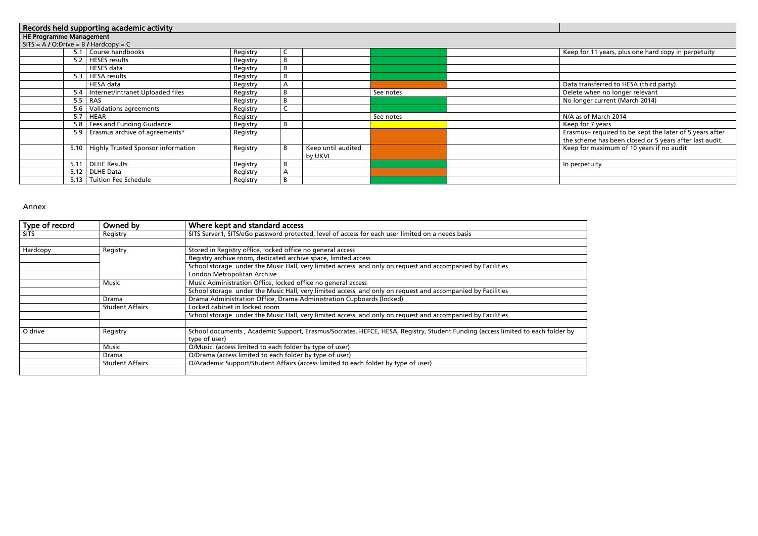| Records held supporting academic activity | | | | | | | |
|---|---|---|---|---|---|---|---|
| **HE Programme Management** | | | | | | | |
| SITS = A / O:Drive = B / Hardcopy = C | | | | | | | |
| 5.1 | Course handbooks | Registry | C | | | | Keep for 11 years, plus one hard copy in perpetuity |
| 5.2 | HESES results | Registry | B | | | | |
| | HESES data | Registry | B | | | | |
| 5.3 | HESA results | Registry | B | | | | |
| | HESA data | Registry | A | | | | Data transferred to HESA (third party) |
| 5.4 | Internet/Intranet Uploaded files | Registry | B | | See notes | | Delete when no longer relevant |
| 5.5 | RAS | Registry | B | | | | No longer current (March 2014) |
| 5.6 | Validations agreements | Registry | C | | | | |
| 5.7 | HEAR | Registry | | | See notes | | N/A as of March 2014 |
| 5.8 | Fees and Funding Guidance | Registry | B | | | | Keep for 7 years |
| 5.9 | Erasmus archive of agreements* | Registry | | | | | Erasmus+ required to be kept the later of 5 years after the scheme has been closed or 5 years after last audit. |
| 5.10 | Highly Trusted Sponsor information | Registry | B | Keep until audited by UKVI | | | Keep for maximum of 10 years if no audit |
| 5.11 | DLHE Results | Registry | B | | | | In perpetuity |
| 5.12 | DLHE Data | Registry | A | | | | |
| 5.13 | Tuition Fee Schedule | Registry | B | | | | |

## Annex

| Type of record | Owned by | Where kept and standard access |
|---|---|---|
| SITS | Registry | SITS Server1, SITS/eGo password protected, level of access for each user limited on a needs basis |
| | | |
| Hardcopy | Registry | Stored in Registry office, locked office no general access |
| | | Registry archive room, dedicated archive space, limited access |
| | | School storage under the Music Hall, very limited access and only on request and accompanied by Facilities |
| | | London Metropolitan Archive |
| | Music | Music Administration Office, locked office no general access |
| | | School storage under the Music Hall, very limited access and only on request and accompanied by Facilities |
| | Drama | Drama Administration Office, Drama Administration Cupboards (locked) |
| | Student Affairs | Locked cabinet in locked room |
| | | School storage under the Music Hall, very limited access and only on request and accompanied by Facilities |
| | | |
| O drive | Registry | School documents , Academic Support, Erasmus/Socrates, HEFCE, HESA, Registry, Student Funding (access limited to each folder by type of user) |
| | Music | O/Music. (access limited to each folder by type of user) |
| | Drama | O/Drama (access limited to each folder by type of user) |
| | Student Affairs | O/Academic Support/Student Affairs (access limited to each folder by type of user) |
| | | |